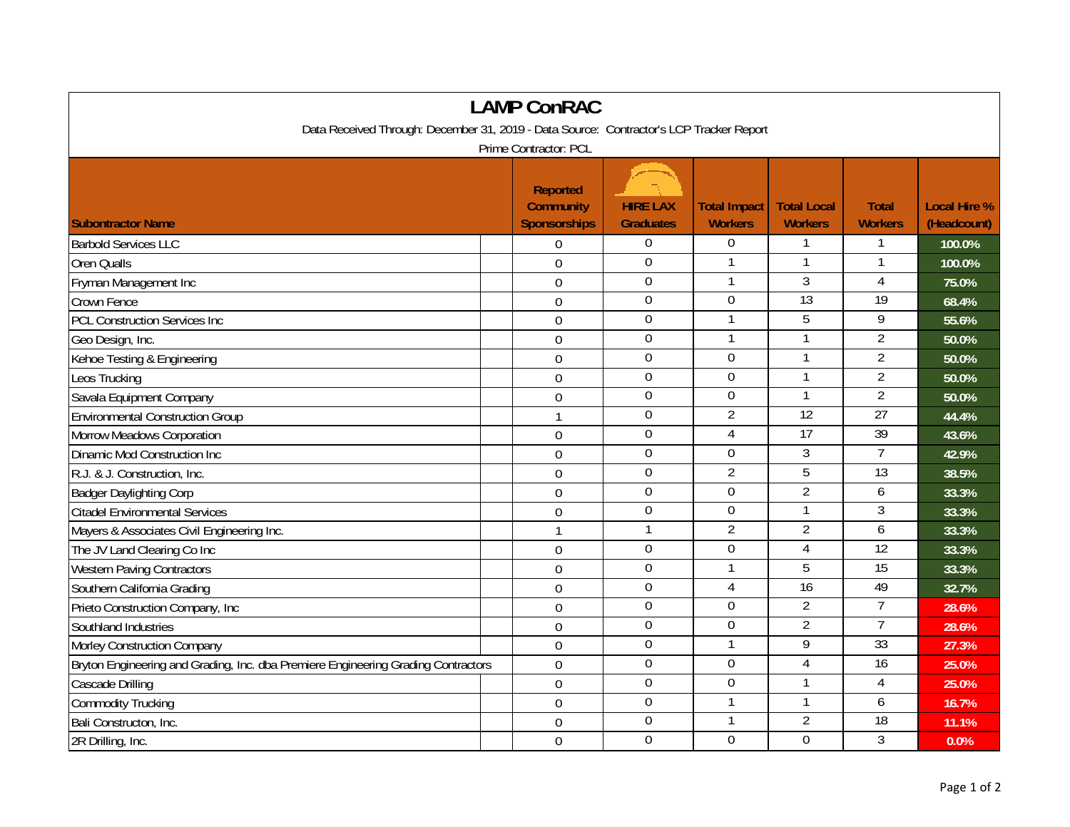# LAMP ConRAC

Data Received Through: December 31, 2019 - Data Source: Contractor's LCP Tracker Report

Prime Contractor: PCL

| Subontractor Name | Reported Community Sponsorships | HIRE LAX Graduates | Total Impact Workers | Total Local Workers | Total Workers | Local Hire % (Headcount) |
|---|---|---|---|---|---|---|
| Barbold Services LLC | 0 | 0 | 0 | 1 | 1 | 100.0% |
| Oren Qualls | 0 | 0 | 1 | 1 | 1 | 100.0% |
| Fryman Management Inc | 0 | 0 | 1 | 3 | 4 | 75.0% |
| Crown Fence | 0 | 0 | 0 | 13 | 19 | 68.4% |
| PCL Construction Services Inc | 0 | 0 | 1 | 5 | 9 | 55.6% |
| Geo Design, Inc. | 0 | 0 | 1 | 1 | 2 | 50.0% |
| Kehoe Testing & Engineering | 0 | 0 | 0 | 1 | 2 | 50.0% |
| Leos Trucking | 0 | 0 | 0 | 1 | 2 | 50.0% |
| Savala Equipment Company | 0 | 0 | 0 | 1 | 2 | 50.0% |
| Environmental Construction Group | 1 | 0 | 2 | 12 | 27 | 44.4% |
| Morrow Meadows Corporation | 0 | 0 | 4 | 17 | 39 | 43.6% |
| Dinamic Mod Construction Inc | 0 | 0 | 0 | 3 | 7 | 42.9% |
| R.J. & J. Construction, Inc. | 0 | 0 | 2 | 5 | 13 | 38.5% |
| Badger Daylighting Corp | 0 | 0 | 0 | 2 | 6 | 33.3% |
| Citadel Environmental Services | 0 | 0 | 0 | 1 | 3 | 33.3% |
| Mayers & Associates Civil Engineering Inc. | 1 | 1 | 2 | 2 | 6 | 33.3% |
| The JV Land Clearing Co Inc | 0 | 0 | 0 | 4 | 12 | 33.3% |
| Western Paving Contractors | 0 | 0 | 1 | 5 | 15 | 33.3% |
| Southern California Grading | 0 | 0 | 4 | 16 | 49 | 32.7% |
| Prieto Construction Company, Inc | 0 | 0 | 0 | 2 | 7 | 28.6% |
| Southland Industries | 0 | 0 | 0 | 2 | 7 | 28.6% |
| Morley Construction Company | 0 | 0 | 1 | 9 | 33 | 27.3% |
| Bryton Engineering and Grading, Inc. dba Premiere Engineering Grading Contractors | 0 | 0 | 0 | 4 | 16 | 25.0% |
| Cascade Drilling | 0 | 0 | 0 | 1 | 4 | 25.0% |
| Commodity Trucking | 0 | 0 | 1 | 1 | 6 | 16.7% |
| Bali Constructon, Inc. | 0 | 0 | 1 | 2 | 18 | 11.1% |
| 2R Drilling, Inc. | 0 | 0 | 0 | 0 | 3 | 0.0% |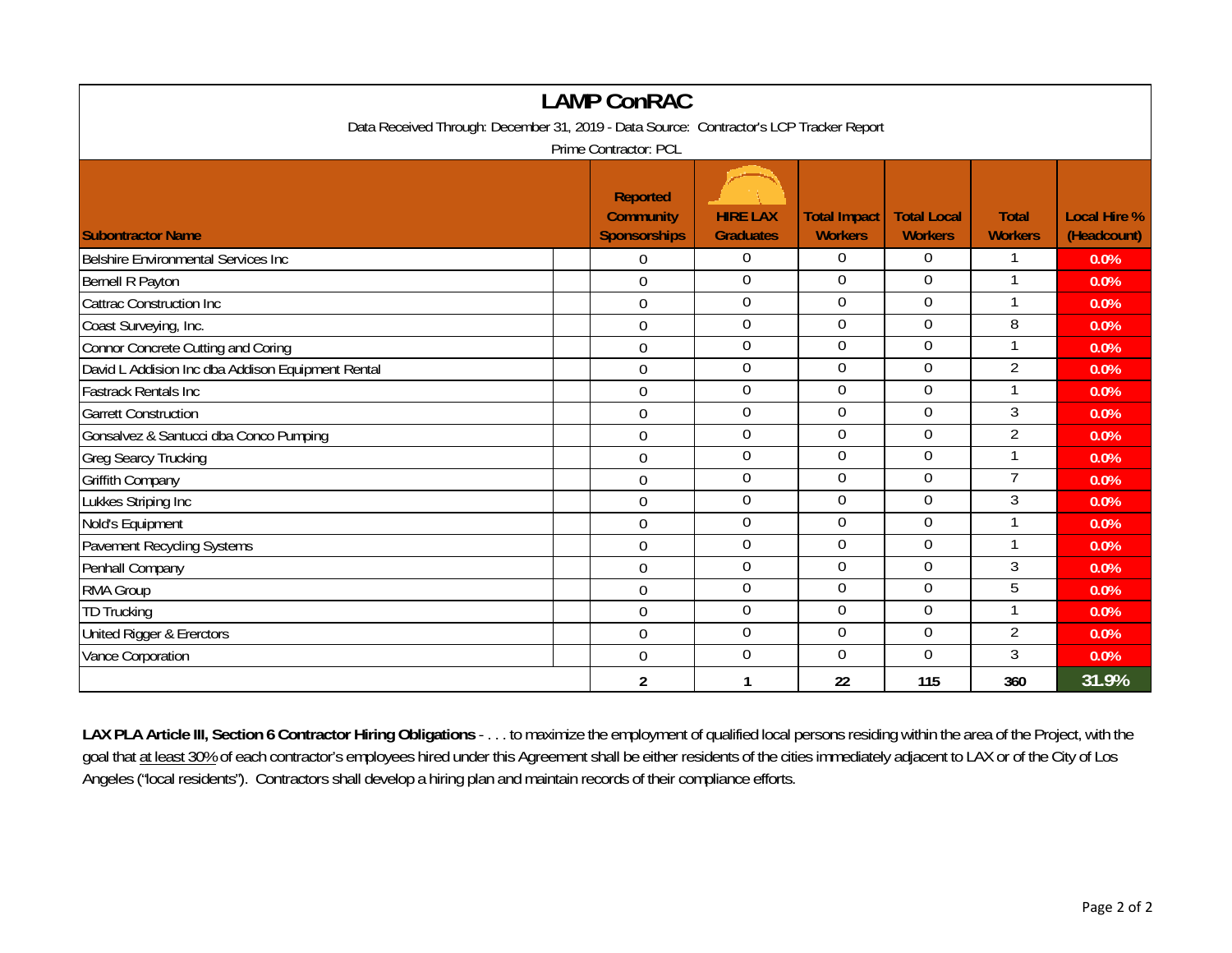# LAMP ConRAC

Data Received Through: December 31, 2019 - Data Source: Contractor's LCP Tracker Report

Prime Contractor: PCL

| Subontractor Name | Reported Community Sponsorships | HIRE LAX Graduates | Total Impact Workers | Total Local Workers | Total Workers | Local Hire % (Headcount) |
|---|---|---|---|---|---|---|
| Belshire Environmental Services Inc | 0 | 0 | 0 | 0 | 1 | 0.0% |
| Bernell R Payton | 0 | 0 | 0 | 0 | 1 | 0.0% |
| Cattrac Construction Inc | 0 | 0 | 0 | 0 | 1 | 0.0% |
| Coast Surveying, Inc. | 0 | 0 | 0 | 0 | 8 | 0.0% |
| Connor Concrete Cutting and Coring | 0 | 0 | 0 | 0 | 1 | 0.0% |
| David L Addision Inc dba Addison Equipment Rental | 0 | 0 | 0 | 0 | 2 | 0.0% |
| Fastrack Rentals Inc | 0 | 0 | 0 | 0 | 1 | 0.0% |
| Garrett Construction | 0 | 0 | 0 | 0 | 3 | 0.0% |
| Gonsalvez & Santucci dba Conco Pumping | 0 | 0 | 0 | 0 | 2 | 0.0% |
| Greg Searcy Trucking | 0 | 0 | 0 | 0 | 1 | 0.0% |
| Griffith Company | 0 | 0 | 0 | 0 | 7 | 0.0% |
| Lukkes Striping Inc | 0 | 0 | 0 | 0 | 3 | 0.0% |
| Nold's Equipment | 0 | 0 | 0 | 0 | 1 | 0.0% |
| Pavement Recycling Systems | 0 | 0 | 0 | 0 | 1 | 0.0% |
| Penhall Company | 0 | 0 | 0 | 0 | 3 | 0.0% |
| RMA Group | 0 | 0 | 0 | 0 | 5 | 0.0% |
| TD Trucking | 0 | 0 | 0 | 0 | 1 | 0.0% |
| United Rigger & Ererctors | 0 | 0 | 0 | 0 | 2 | 0.0% |
| Vance Corporation | 0 | 0 | 0 | 0 | 3 | 0.0% |
| | **2** | **1** | **22** | **115** | **360** | **31.9%** |

**LAX PLA Article III, Section 6 Contractor Hiring Obligations** - . . . to maximize the employment of qualified local persons residing within the area of the Project, with the goal that at least 30% of each contractor's employees hired under this Agreement shall be either residents of the cities immediately adjacent to LAX or of the City of Los Angeles ("local residents"). Contractors shall develop a hiring plan and maintain records of their compliance efforts.